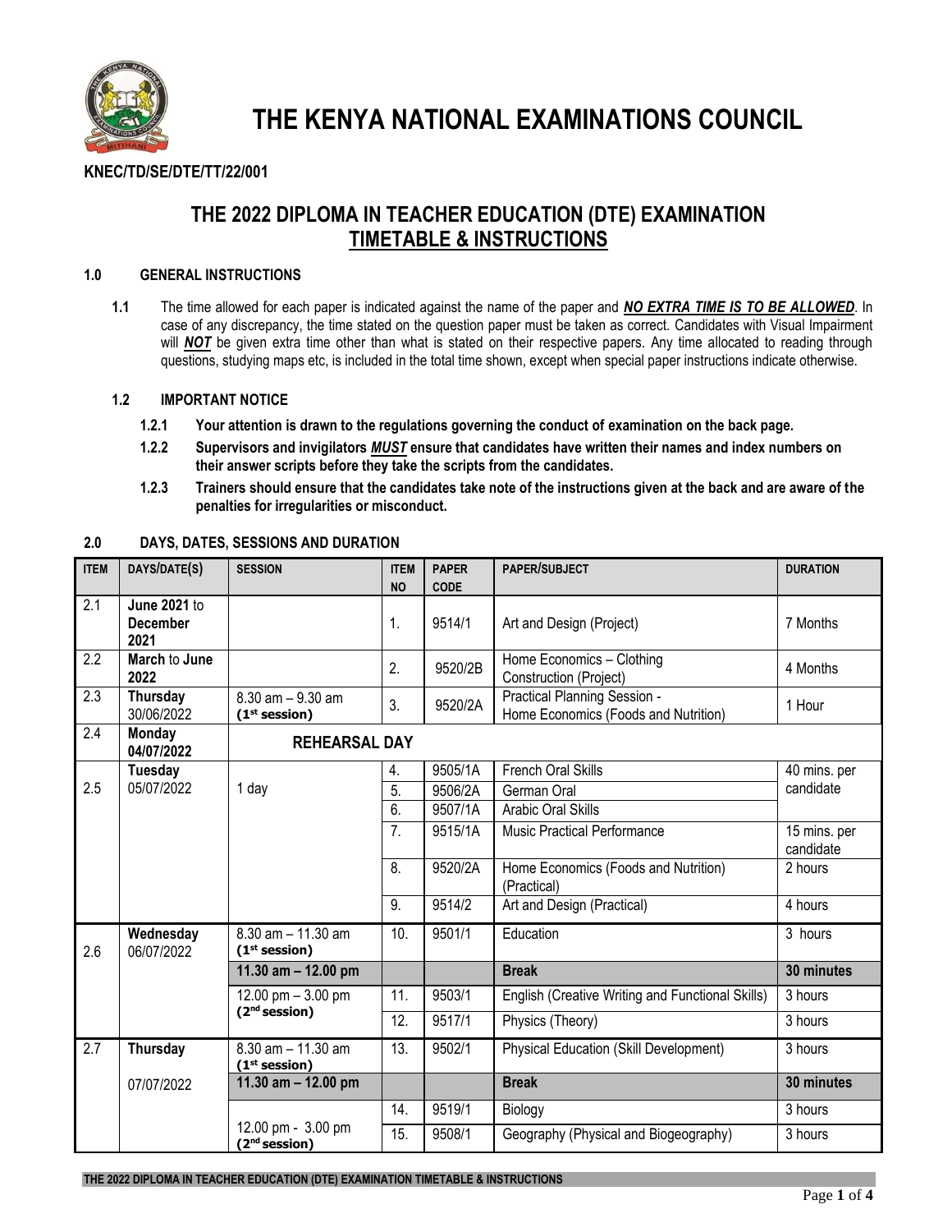# THE KENYA NATIONAL EXAMINATIONS COUNCIL

**KNEC/TD/SE/DTE/TT/22/001**

## THE 2022 DIPLOMA IN TEACHER EDUCATION (DTE) EXAMINATION TIMETABLE & INSTRUCTIONS

### 1.0 GENERAL INSTRUCTIONS

**1.1** The time allowed for each paper is indicated against the name of the paper and ***NO EXTRA TIME IS TO BE ALLOWED***. In case of any discrepancy, the time stated on the question paper must be taken as correct. Candidates with Visual Impairment will ***NOT*** be given extra time other than what is stated on their respective papers. Any time allocated to reading through questions, studying maps etc, is included in the total time shown, except when special paper instructions indicate otherwise.

**1.2 IMPORTANT NOTICE**

**1.2.1 Your attention is drawn to the regulations governing the conduct of examination on the back page.**

**1.2.2 Supervisors and invigilators *MUST* ensure that candidates have written their names and index numbers on their answer scripts before they take the scripts from the candidates.**

**1.2.3 Trainers should ensure that the candidates take note of the instructions given at the back and are aware of the penalties for irregularities or misconduct.**

### 2.0 DAYS, DATES, SESSIONS AND DURATION

| ITEM | DAYS/DATE(S) | SESSION | ITEM NO | PAPER CODE | PAPER/SUBJECT | DURATION |
|---|---|---|---|---|---|---|
| 2.1 | **June 2021** to **December 2021** | | 1. | 9514/1 | Art and Design (Project) | 7 Months |
| 2.2 | **March** to **June 2022** | | 2. | 9520/2B | Home Economics – Clothing Construction (Project) | 4 Months |
| 2.3 | **Thursday** 30/06/2022 | 8.30 am – 9.30 am **(1st session)** | 3. | 9520/2A | Practical Planning Session - Home Economics (Foods and Nutrition) | 1 Hour |
| 2.4 | **Monday 04/07/2022** | **REHEARSAL DAY** | | | | |
| 2.5 | **Tuesday** 05/07/2022 | 1 day | 4. | 9505/1A | French Oral Skills | 40 mins. per candidate |
| | | | 5. | 9506/2A | German Oral | |
| | | | 6. | 9507/1A | Arabic Oral Skills | |
| | | | 7. | 9515/1A | Music Practical Performance | 15 mins. per candidate |
| | | | 8. | 9520/2A | Home Economics (Foods and Nutrition) (Practical) | 2 hours |
| | | | 9. | 9514/2 | Art and Design (Practical) | 4 hours |
| 2.6 | **Wednesday** 06/07/2022 | 8.30 am – 11.30 am **(1st session)** | 10. | 9501/1 | Education | 3 hours |
| | | **11.30 am – 12.00 pm** | | | **Break** | **30 minutes** |
| | | 12.00 pm – 3.00 pm **(2nd session)** | 11. | 9503/1 | English (Creative Writing and Functional Skills) | 3 hours |
| | | | 12. | 9517/1 | Physics (Theory) | 3 hours |
| 2.7 | **Thursday** 07/07/2022 | 8.30 am – 11.30 am **(1st session)** | 13. | 9502/1 | Physical Education (Skill Development) | 3 hours |
| | | **11.30 am – 12.00 pm** | | | **Break** | **30 minutes** |
| | | 12.00 pm - 3.00 pm **(2nd session)** | 14. | 9519/1 | Biology | 3 hours |
| | | | 15. | 9508/1 | Geography (Physical and Biogeography) | 3 hours |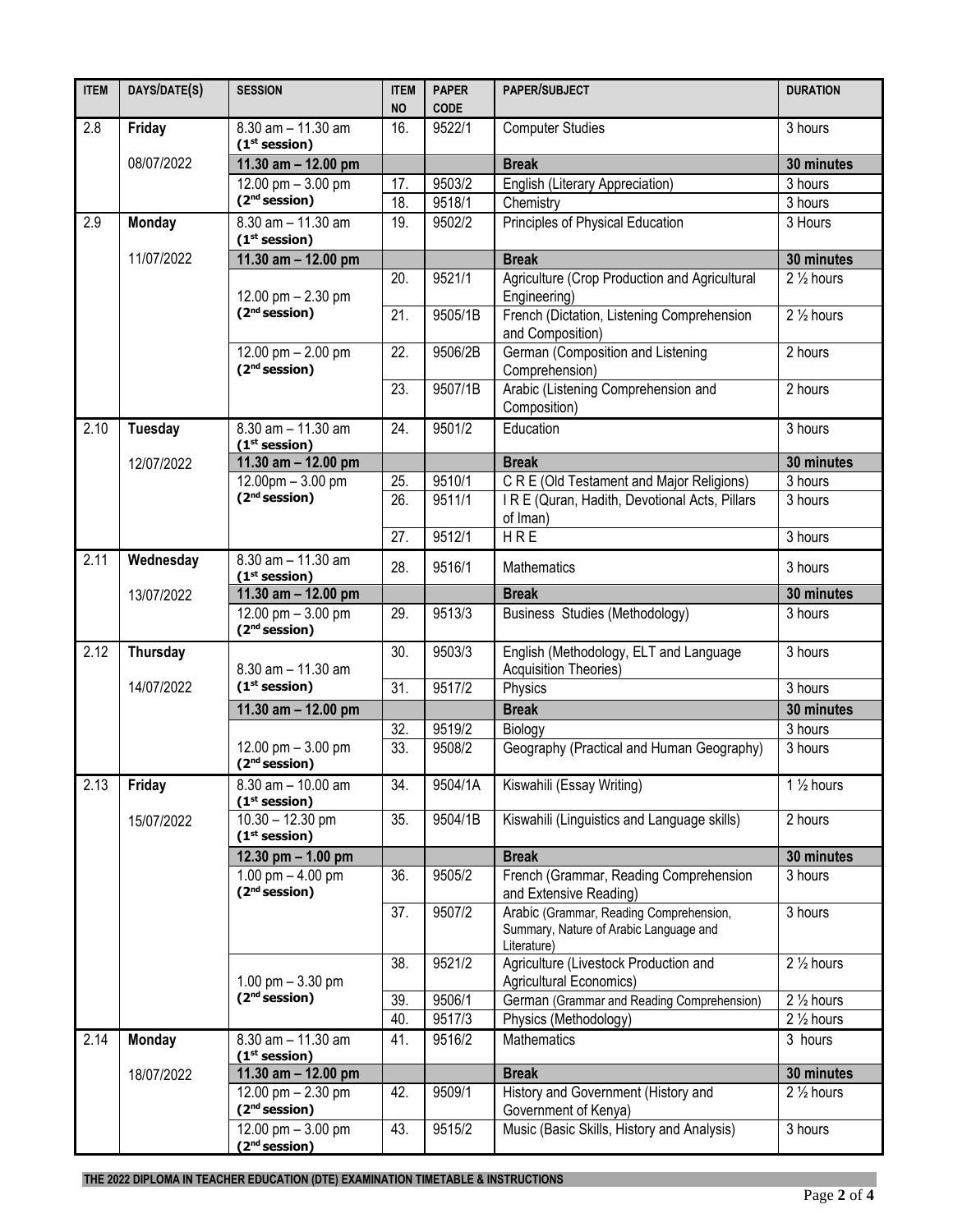| ITEM | DAYS/DATE(S) | SESSION | ITEM NO | PAPER CODE | PAPER/SUBJECT | DURATION |
|---|---|---|---|---|---|---|
| 2.8 | **Friday** 08/07/2022 | 8.30 am – 11.30 am **(1st session)** | 16. | 9522/1 | Computer Studies | 3 hours |
| | | **11.30 am – 12.00 pm** | | | **Break** | **30 minutes** |
| | | 12.00 pm – 3.00 pm **(2nd session)** | 17. | 9503/2 | English (Literary Appreciation) | 3 hours |
| | | | 18. | 9518/1 | Chemistry | 3 hours |
| 2.9 | **Monday** 11/07/2022 | 8.30 am – 11.30 am **(1st session)** | 19. | 9502/2 | Principles of Physical Education | 3 Hours |
| | | **11.30 am – 12.00 pm** | | | **Break** | **30 minutes** |
| | | 12.00 pm – 2.30 pm **(2nd session)** | 20. | 9521/1 | Agriculture (Crop Production and Agricultural Engineering) | 2 ½ hours |
| | | | 21. | 9505/1B | French (Dictation, Listening Comprehension and Composition) | 2 ½ hours |
| | | 12.00 pm – 2.00 pm **(2nd session)** | 22. | 9506/2B | German (Composition and Listening Comprehension) | 2 hours |
| | | | 23. | 9507/1B | Arabic (Listening Comprehension and Composition) | 2 hours |
| 2.10 | **Tuesday** 12/07/2022 | 8.30 am – 11.30 am **(1st session)** | 24. | 9501/2 | Education | 3 hours |
| | | **11.30 am – 12.00 pm** | | | **Break** | **30 minutes** |
| | | 12.00pm – 3.00 pm **(2nd session)** | 25. | 9510/1 | C R E (Old Testament and Major Religions) | 3 hours |
| | | | 26. | 9511/1 | I R E (Quran, Hadith, Devotional Acts, Pillars of Iman) | 3 hours |
| | | | 27. | 9512/1 | H R E | 3 hours |
| 2.11 | **Wednesday** 13/07/2022 | 8.30 am – 11.30 am **(1st session)** | 28. | 9516/1 | Mathematics | 3 hours |
| | | **11.30 am – 12.00 pm** | | | **Break** | **30 minutes** |
| | | 12.00 pm – 3.00 pm **(2nd session)** | 29. | 9513/3 | Business Studies (Methodology) | 3 hours |
| 2.12 | **Thursday** 14/07/2022 | 8.30 am – 11.30 am **(1st session)** | 30. | 9503/3 | English (Methodology, ELT and Language Acquisition Theories) | 3 hours |
| | | | 31. | 9517/2 | Physics | 3 hours |
| | | **11.30 am – 12.00 pm** | | | **Break** | **30 minutes** |
| | | 12.00 pm – 3.00 pm **(2nd session)** | 32. | 9519/2 | Biology | 3 hours |
| | | | 33. | 9508/2 | Geography (Practical and Human Geography) | 3 hours |
| 2.13 | **Friday** 15/07/2022 | 8.30 am – 10.00 am **(1st session)** | 34. | 9504/1A | Kiswahili (Essay Writing) | 1 ½ hours |
| | | 10.30 – 12.30 pm **(1st session)** | 35. | 9504/1B | Kiswahili (Linguistics and Language skills) | 2 hours |
| | | **12.30 pm – 1.00 pm** | | | **Break** | **30 minutes** |
| | | 1.00 pm – 4.00 pm **(2nd session)** | 36. | 9505/2 | French (Grammar, Reading Comprehension and Extensive Reading) | 3 hours |
| | | | 37. | 9507/2 | Arabic (Grammar, Reading Comprehension, Summary, Nature of Arabic Language and Literature) | 3 hours |
| | | 1.00 pm – 3.30 pm **(2nd session)** | 38. | 9521/2 | Agriculture (Livestock Production and Agricultural Economics) | 2 ½ hours |
| | | | 39. | 9506/1 | German (Grammar and Reading Comprehension) | 2 ½ hours |
| | | | 40. | 9517/3 | Physics (Methodology) | 2 ½ hours |
| 2.14 | **Monday** 18/07/2022 | 8.30 am – 11.30 am **(1st session)** | 41. | 9516/2 | Mathematics | 3 hours |
| | | **11.30 am – 12.00 pm** | | | **Break** | **30 minutes** |
| | | 12.00 pm – 2.30 pm **(2nd session)** | 42. | 9509/1 | History and Government (History and Government of Kenya) | 2 ½ hours |
| | | 12.00 pm – 3.00 pm **(2nd session)** | 43. | 9515/2 | Music (Basic Skills, History and Analysis) | 3 hours |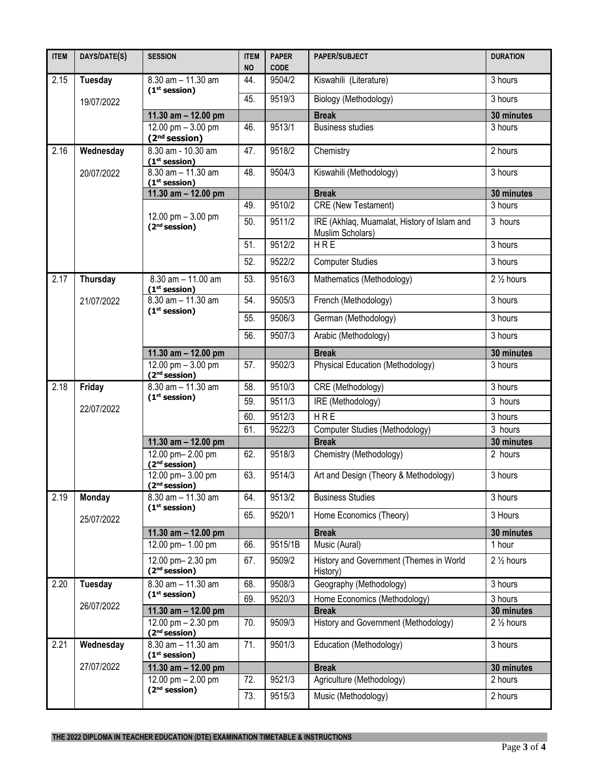| ITEM | DAYS/DATE(S) | SESSION | ITEM NO | PAPER CODE | PAPER/SUBJECT | DURATION |
|---|---|---|---|---|---|---|
| 2.15 | **Tuesday** 19/07/2022 | 8.30 am – 11.30 am (**1st session**) | 44. | 9504/2 | Kiswahili (Literature) | 3 hours |
| | | | 45. | 9519/3 | Biology (Methodology) | 3 hours |
| | | **11.30 am – 12.00 pm** | | | **Break** | **30 minutes** |
| | | 12.00 pm – 3.00 pm (**2nd session**) | 46. | 9513/1 | Business studies | 3 hours |
| 2.16 | **Wednesday** 20/07/2022 | 8.30 am - 10.30 am (**1st session**) | 47. | 9518/2 | Chemistry | 2 hours |
| | | 8.30 am – 11.30 am (**1st session**) | 48. | 9504/3 | Kiswahili (Methodology) | 3 hours |
| | | **11.30 am – 12.00 pm** | | | **Break** | **30 minutes** |
| | | 12.00 pm – 3.00 pm (**2nd session**) | 49. | 9510/2 | CRE (New Testament) | 3 hours |
| | | | 50. | 9511/2 | IRE (Akhlaq, Muamalat, History of Islam and Muslim Scholars) | 3 hours |
| | | | 51. | 9512/2 | H R E | 3 hours |
| | | | 52. | 9522/2 | Computer Studies | 3 hours |
| 2.17 | **Thursday** 21/07/2022 | 8.30 am – 11.00 am (**1st session**) | 53. | 9516/3 | Mathematics (Methodology) | 2 ½ hours |
| | | 8.30 am – 11.30 am (**1st session**) | 54. | 9505/3 | French (Methodology) | 3 hours |
| | | | 55. | 9506/3 | German (Methodology) | 3 hours |
| | | | 56. | 9507/3 | Arabic (Methodology) | 3 hours |
| | | **11.30 am – 12.00 pm** | | | **Break** | **30 minutes** |
| | | 12.00 pm – 3.00 pm (**2nd session**) | 57. | 9502/3 | Physical Education (Methodology) | 3 hours |
| 2.18 | **Friday** 22/07/2022 | 8.30 am – 11.30 am (**1st session**) | 58. | 9510/3 | CRE (Methodology) | 3 hours |
| | | | 59. | 9511/3 | IRE (Methodology) | 3 hours |
| | | | 60. | 9512/3 | H R E | 3 hours |
| | | | 61. | 9522/3 | Computer Studies (Methodology) | 3 hours |
| | | **11.30 am – 12.00 pm** | | | **Break** | **30 minutes** |
| | | 12.00 pm– 2.00 pm (**2nd session**) | 62. | 9518/3 | Chemistry (Methodology) | 2 hours |
| | | 12.00 pm– 3.00 pm (**2nd session**) | 63. | 9514/3 | Art and Design (Theory & Methodology) | 3 hours |
| 2.19 | **Monday** 25/07/2022 | 8.30 am – 11.30 am (**1st session**) | 64. | 9513/2 | Business Studies | 3 hours |
| | | | 65. | 9520/1 | Home Economics (Theory) | 3 Hours |
| | | **11.30 am – 12.00 pm** | | | **Break** | **30 minutes** |
| | | 12.00 pm– 1.00 pm | 66. | 9515/1B | Music (Aural) | 1 hour |
| | | 12.00 pm– 2.30 pm (**2nd session**) | 67. | 9509/2 | History and Government (Themes in World History) | 2 ½ hours |
| 2.20 | **Tuesday** 26/07/2022 | 8.30 am – 11.30 am (**1st session**) | 68. | 9508/3 | Geography (Methodology) | 3 hours |
| | | | 69. | 9520/3 | Home Economics (Methodology) | 3 hours |
| | | **11.30 am – 12.00 pm** | | | **Break** | **30 minutes** |
| | | 12.00 pm – 2.30 pm (**2nd session**) | 70. | 9509/3 | History and Government (Methodology) | 2 ½ hours |
| 2.21 | **Wednesday** 27/07/2022 | 8.30 am – 11.30 am (**1st session**) | 71. | 9501/3 | Education (Methodology) | 3 hours |
| | | **11.30 am – 12.00 pm** | | | **Break** | **30 minutes** |
| | | 12.00 pm – 2.00 pm (**2nd session**) | 72. | 9521/3 | Agriculture (Methodology) | 2 hours |
| | | | 73. | 9515/3 | Music (Methodology) | 2 hours |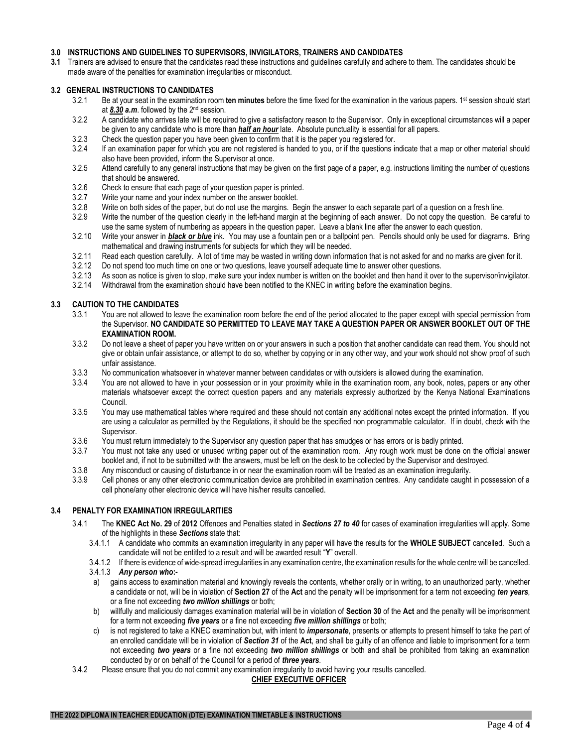### 3.0 INSTRUCTIONS AND GUIDELINES TO SUPERVISORS, INVIGILATORS, TRAINERS AND CANDIDATES

**3.1** Trainers are advised to ensure that the candidates read these instructions and guidelines carefully and adhere to them. The candidates should be made aware of the penalties for examination irregularities or misconduct.

### 3.2 GENERAL INSTRUCTIONS TO CANDIDATES

3.2.1 Be at your seat in the examination room **ten minutes** before the time fixed for the examination in the various papers. 1st session should start at ***8.30 a.m***. followed by the 2nd session.

3.2.2 A candidate who arrives late will be required to give a satisfactory reason to the Supervisor. Only in exceptional circumstances will a paper be given to any candidate who is more than ***half an hour*** late. Absolute punctuality is essential for all papers.

3.2.3 Check the question paper you have been given to confirm that it is the paper you registered for.

3.2.4 If an examination paper for which you are not registered is handed to you, or if the questions indicate that a map or other material should also have been provided, inform the Supervisor at once.

3.2.5 Attend carefully to any general instructions that may be given on the first page of a paper, e.g. instructions limiting the number of questions that should be answered.

3.2.6 Check to ensure that each page of your question paper is printed.

3.2.7 Write your name and your index number on the answer booklet.

3.2.8 Write on both sides of the paper, but do not use the margins. Begin the answer to each separate part of a question on a fresh line.

3.2.9 Write the number of the question clearly in the left-hand margin at the beginning of each answer. Do not copy the question. Be careful to use the same system of numbering as appears in the question paper. Leave a blank line after the answer to each question.

3.2.10 Write your answer in ***black or blue*** ink. You may use a fountain pen or a ballpoint pen. Pencils should only be used for diagrams. Bring mathematical and drawing instruments for subjects for which they will be needed.

3.2.11 Read each question carefully. A lot of time may be wasted in writing down information that is not asked for and no marks are given for it.

3.2.12 Do not spend too much time on one or two questions, leave yourself adequate time to answer other questions.

3.2.13 As soon as notice is given to stop, make sure your index number is written on the booklet and then hand it over to the supervisor/invigilator.

3.2.14 Withdrawal from the examination should have been notified to the KNEC in writing before the examination begins.

### 3.3 CAUTION TO THE CANDIDATES

3.3.1 You are not allowed to leave the examination room before the end of the period allocated to the paper except with special permission from the Supervisor. **NO CANDIDATE SO PERMITTED TO LEAVE MAY TAKE A QUESTION PAPER OR ANSWER BOOKLET OUT OF THE EXAMINATION ROOM.**

3.3.2 Do not leave a sheet of paper you have written on or your answers in such a position that another candidate can read them. You should not give or obtain unfair assistance, or attempt to do so, whether by copying or in any other way, and your work should not show proof of such unfair assistance.

3.3.3 No communication whatsoever in whatever manner between candidates or with outsiders is allowed during the examination.

3.3.4 You are not allowed to have in your possession or in your proximity while in the examination room, any book, notes, papers or any other materials whatsoever except the correct question papers and any materials expressly authorized by the Kenya National Examinations Council.

3.3.5 You may use mathematical tables where required and these should not contain any additional notes except the printed information. If you are using a calculator as permitted by the Regulations, it should be the specified non programmable calculator. If in doubt, check with the Supervisor.

3.3.6 You must return immediately to the Supervisor any question paper that has smudges or has errors or is badly printed.

3.3.7 You must not take any used or unused writing paper out of the examination room. Any rough work must be done on the official answer booklet and, if not to be submitted with the answers, must be left on the desk to be collected by the Supervisor and destroyed.

3.3.8 Any misconduct or causing of disturbance in or near the examination room will be treated as an examination irregularity.

3.3.9 Cell phones or any other electronic communication device are prohibited in examination centres. Any candidate caught in possession of a cell phone/any other electronic device will have his/her results cancelled.

### 3.4 PENALTY FOR EXAMINATION IRREGULARITIES

3.4.1 The **KNEC Act No. 29** of **2012** Offences and Penalties stated in ***Sections 27 to 40*** for cases of examination irregularities will apply. Some of the highlights in these ***Sections*** state that:

3.4.1.1 A candidate who commits an examination irregularity in any paper will have the results for the **WHOLE SUBJECT** cancelled. Such a candidate will not be entitled to a result and will be awarded result "**Y**" overall.

3.4.1.2 If there is evidence of wide-spread irregularities in any examination centre, the examination results for the whole centre will be cancelled.

3.4.1.3 ***Any person who*:-**

a) gains access to examination material and knowingly reveals the contents, whether orally or in writing, to an unauthorized party, whether a candidate or not, will be in violation of **Section 27** of the **Act** and the penalty will be imprisonment for a term not exceeding ***ten years***, or a fine not exceeding ***two million shillings*** or both;

b) willfully and maliciously damages examination material will be in violation of **Section 30** of the **Act** and the penalty will be imprisonment for a term not exceeding ***five years*** or a fine not exceeding ***five million shillings*** or both;

c) is not registered to take a KNEC examination but, with intent to ***impersonate***, presents or attempts to present himself to take the part of an enrolled candidate will be in violation of ***Section 31*** of the **Act**, and shall be guilty of an offence and liable to imprisonment for a term not exceeding ***two years*** or a fine not exceeding ***two million shillings*** or both and shall be prohibited from taking an examination conducted by or on behalf of the Council for a period of ***three years***.

3.4.2 Please ensure that you do not commit any examination irregularity to avoid having your results cancelled.

**CHIEF EXECUTIVE OFFICER**